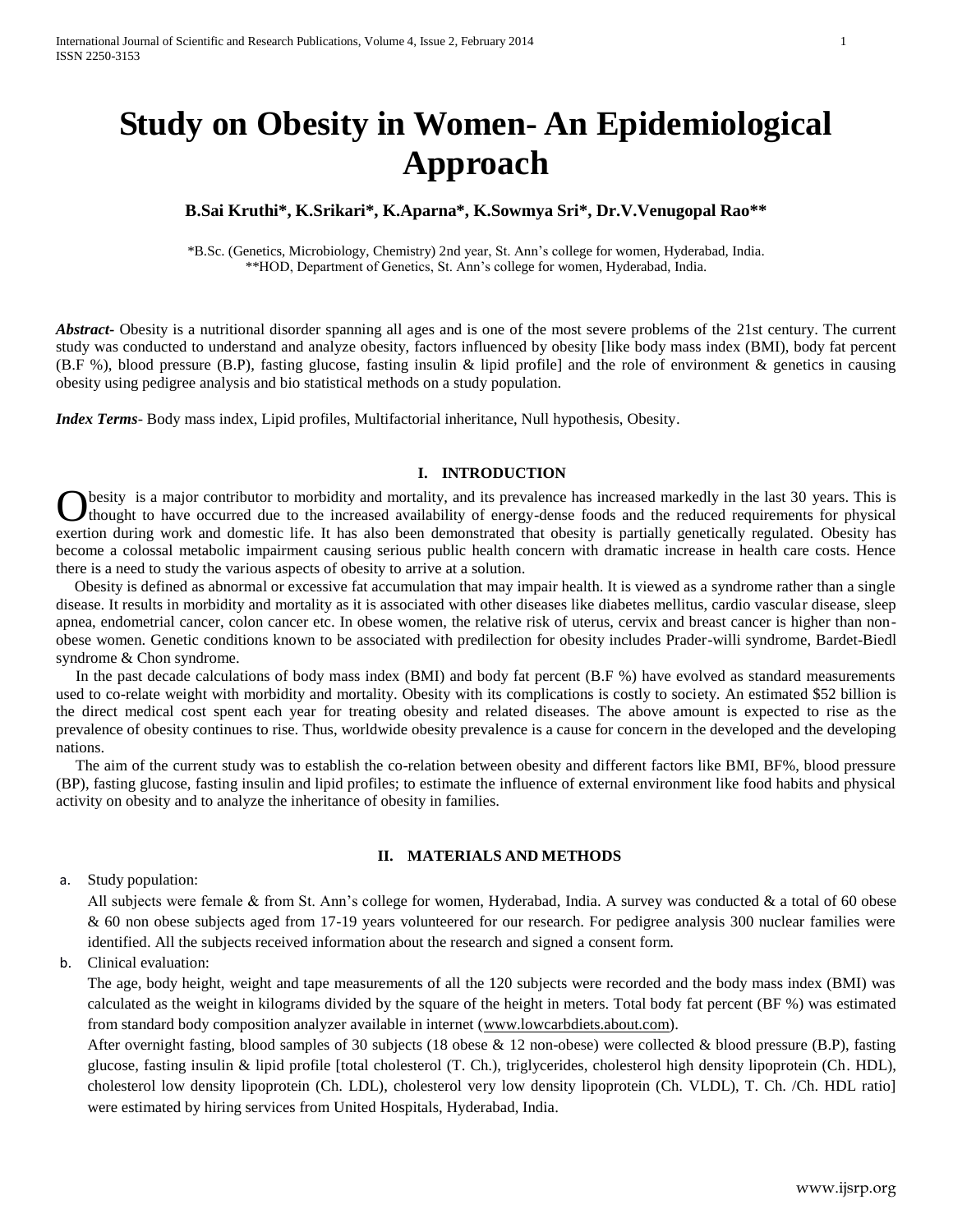# Study on Obesity in Women- An Epidemiological Approach

**B.Sai Kruthi*, K.Srikari*, K.Aparna*, K.Sowmya Sri*, Dr.V.Venugopal Rao****

*B.Sc. (Genetics, Microbiology, Chemistry) 2nd year, St. Ann's college for women, Hyderabad, India.
**HOD, Department of Genetics, St. Ann's college for women, Hyderabad, India.

***Abstract***- Obesity is a nutritional disorder spanning all ages and is one of the most severe problems of the 21st century. The current study was conducted to understand and analyze obesity, factors influenced by obesity [like body mass index (BMI), body fat percent (B.F %), blood pressure (B.P), fasting glucose, fasting insulin & lipid profile] and the role of environment & genetics in causing obesity using pedigree analysis and bio statistical methods on a study population.

***Index Terms***- Body mass index, Lipid profiles, Multifactorial inheritance, Null hypothesis, Obesity.

## I. INTRODUCTION

Obesity is a major contributor to morbidity and mortality, and its prevalence has increased markedly in the last 30 years. This is thought to have occurred due to the increased availability of energy-dense foods and the reduced requirements for physical exertion during work and domestic life. It has also been demonstrated that obesity is partially genetically regulated. Obesity has become a colossal metabolic impairment causing serious public health concern with dramatic increase in health care costs. Hence there is a need to study the various aspects of obesity to arrive at a solution.

Obesity is defined as abnormal or excessive fat accumulation that may impair health. It is viewed as a syndrome rather than a single disease. It results in morbidity and mortality as it is associated with other diseases like diabetes mellitus, cardio vascular disease, sleep apnea, endometrial cancer, colon cancer etc. In obese women, the relative risk of uterus, cervix and breast cancer is higher than non-obese women. Genetic conditions known to be associated with predilection for obesity includes Prader-willi syndrome, Bardet-Biedl syndrome & Chon syndrome.

In the past decade calculations of body mass index (BMI) and body fat percent (B.F %) have evolved as standard measurements used to co-relate weight with morbidity and mortality. Obesity with its complications is costly to society. An estimated $52 billion is the direct medical cost spent each year for treating obesity and related diseases. The above amount is expected to rise as the prevalence of obesity continues to rise. Thus, worldwide obesity prevalence is a cause for concern in the developed and the developing nations.

The aim of the current study was to establish the co-relation between obesity and different factors like BMI, BF%, blood pressure (BP), fasting glucose, fasting insulin and lipid profiles; to estimate the influence of external environment like food habits and physical activity on obesity and to analyze the inheritance of obesity in families.

## II. MATERIALS AND METHODS

a. Study population:

All subjects were female & from St. Ann's college for women, Hyderabad, India. A survey was conducted & a total of 60 obese & 60 non obese subjects aged from 17-19 years volunteered for our research. For pedigree analysis 300 nuclear families were identified. All the subjects received information about the research and signed a consent form.

b. Clinical evaluation:

The age, body height, weight and tape measurements of all the 120 subjects were recorded and the body mass index (BMI) was calculated as the weight in kilograms divided by the square of the height in meters. Total body fat percent (BF %) was estimated from standard body composition analyzer available in internet (www.lowcarbdiets.about.com).

After overnight fasting, blood samples of 30 subjects (18 obese & 12 non-obese) were collected & blood pressure (B.P), fasting glucose, fasting insulin & lipid profile [total cholesterol (T. Ch.), triglycerides, cholesterol high density lipoprotein (Ch. HDL), cholesterol low density lipoprotein (Ch. LDL), cholesterol very low density lipoprotein (Ch. VLDL), T. Ch. /Ch. HDL ratio] were estimated by hiring services from United Hospitals, Hyderabad, India.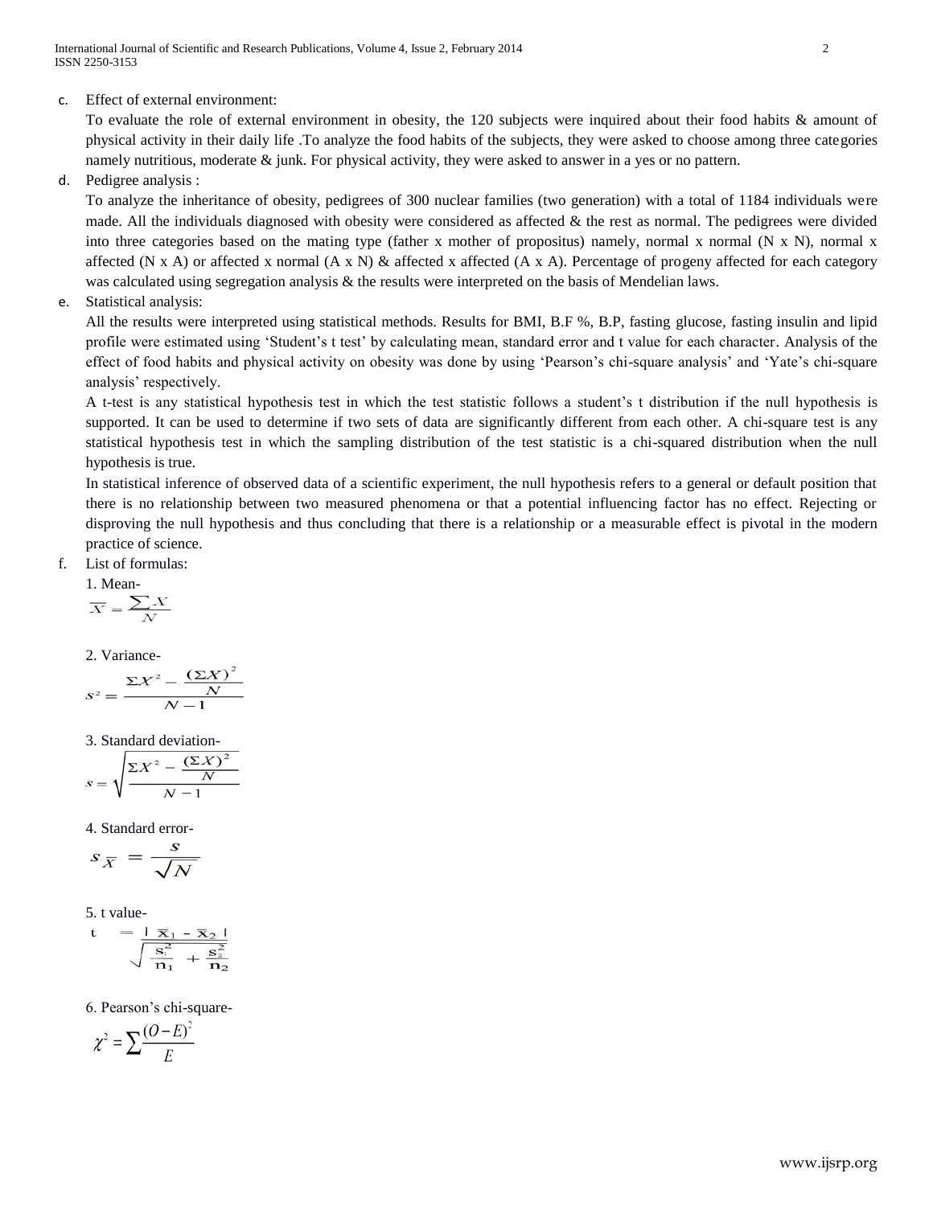c. Effect of external environment:

To evaluate the role of external environment in obesity, the 120 subjects were inquired about their food habits & amount of physical activity in their daily life .To analyze the food habits of the subjects, they were asked to choose among three categories namely nutritious, moderate & junk. For physical activity, they were asked to answer in a yes or no pattern.

d. Pedigree analysis :

To analyze the inheritance of obesity, pedigrees of 300 nuclear families (two generation) with a total of 1184 individuals were made. All the individuals diagnosed with obesity were considered as affected & the rest as normal. The pedigrees were divided into three categories based on the mating type (father x mother of propositus) namely, normal x normal (N x N), normal x affected (N x A) or affected x normal (A x N) & affected x affected (A x A). Percentage of progeny affected for each category was calculated using segregation analysis & the results were interpreted on the basis of Mendelian laws.

e. Statistical analysis:

All the results were interpreted using statistical methods. Results for BMI, B.F %, B.P, fasting glucose, fasting insulin and lipid profile were estimated using 'Student's t test' by calculating mean, standard error and t value for each character. Analysis of the effect of food habits and physical activity on obesity was done by using 'Pearson's chi-square analysis' and 'Yate's chi-square analysis' respectively.

A t-test is any statistical hypothesis test in which the test statistic follows a student's t distribution if the null hypothesis is supported. It can be used to determine if two sets of data are significantly different from each other. A chi-square test is any statistical hypothesis test in which the sampling distribution of the test statistic is a chi-squared distribution when the null hypothesis is true.

In statistical inference of observed data of a scientific experiment, the null hypothesis refers to a general or default position that there is no relationship between two measured phenomena or that a potential influencing factor has no effect. Rejecting or disproving the null hypothesis and thus concluding that there is a relationship or a measurable effect is pivotal in the modern practice of science.

f. List of formulas:

1. Mean-

$$\overline{X} = \frac{\sum X}{N}$$

2. Variance-

$$s^2 = \frac{\Sigma X^2 - \frac{(\Sigma X)^2}{N}}{N-1}$$

3. Standard deviation-

$$s = \sqrt{\frac{\Sigma X^2 - \frac{(\Sigma X)^2}{N}}{N-1}}$$

4. Standard error-

$$s_{\overline{X}} = \frac{s}{\sqrt{N}}$$

5. t value-

$$t = \frac{|\overline{x}_1 - \overline{x}_2|}{\sqrt{\frac{s_1^2}{n_1} + \frac{s_2^2}{n_2}}}$$

6. Pearson's chi-square-

$$\chi^2 = \sum \frac{(O-E)^2}{E}$$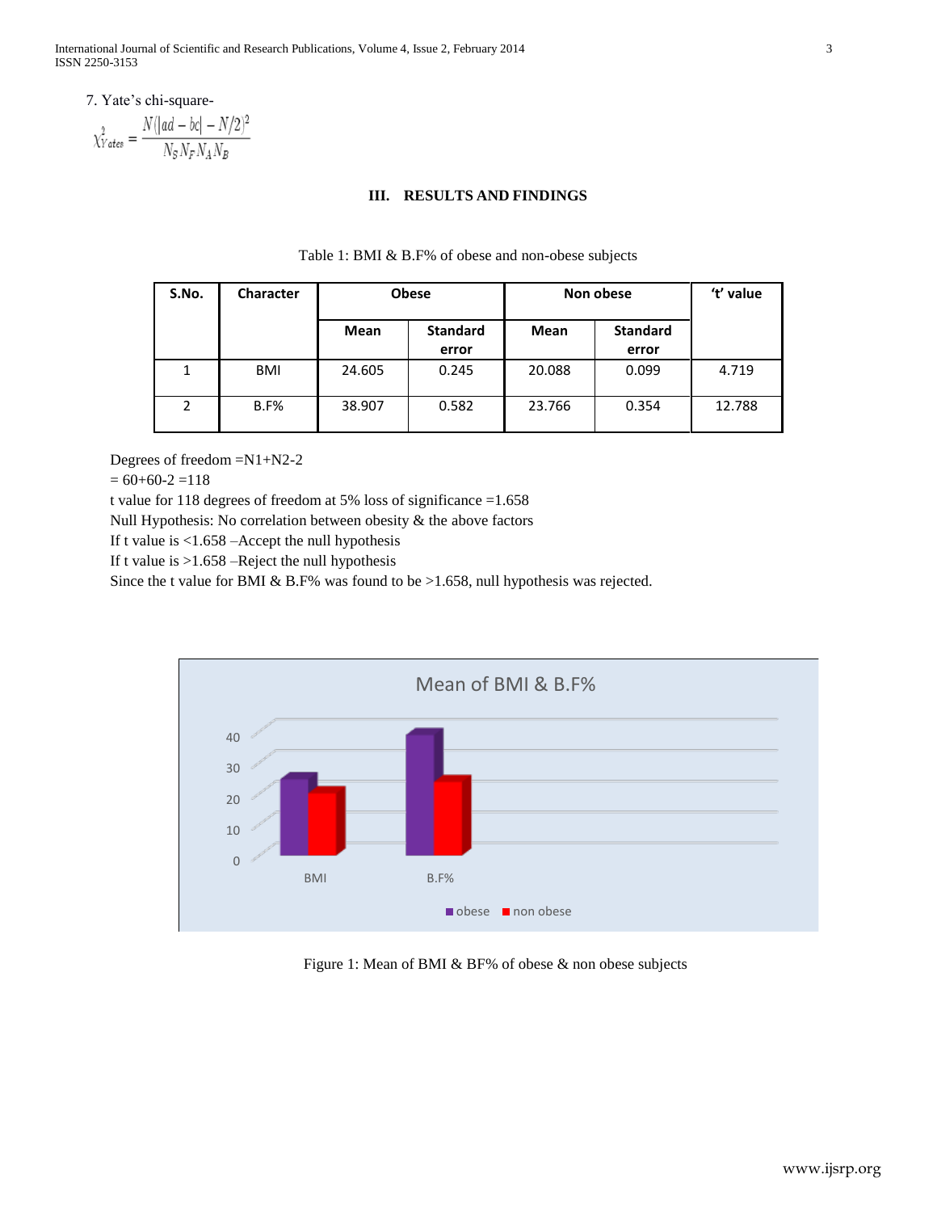7. Yate's chi-square-

$$\chi^2_{Yates} = \frac{N(|ad - bc| - N/2)^2}{N_S N_F N_A N_B}$$

## III. RESULTS AND FINDINGS

Table 1: BMI & B.F% of obese and non-obese subjects

| S.No. | Character | Obese | | Non obese | | 't' value |
|---|---|---|---|---|---|---|
| | | Mean | Standard error | Mean | Standard error | |
| 1 | BMI | 24.605 | 0.245 | 20.088 | 0.099 | 4.719 |
| 2 | B.F% | 38.907 | 0.582 | 23.766 | 0.354 | 12.788 |

Degrees of freedom =N1+N2-2

= 60+60-2 =118

t value for 118 degrees of freedom at 5% loss of significance =1.658

Null Hypothesis: No correlation between obesity & the above factors

If t value is <1.658 –Accept the null hypothesis

If t value is >1.658 –Reject the null hypothesis

Since the t value for BMI & B.F% was found to be >1.658, null hypothesis was rejected.

Figure 1: Mean of BMI & BF% of obese & non obese subjects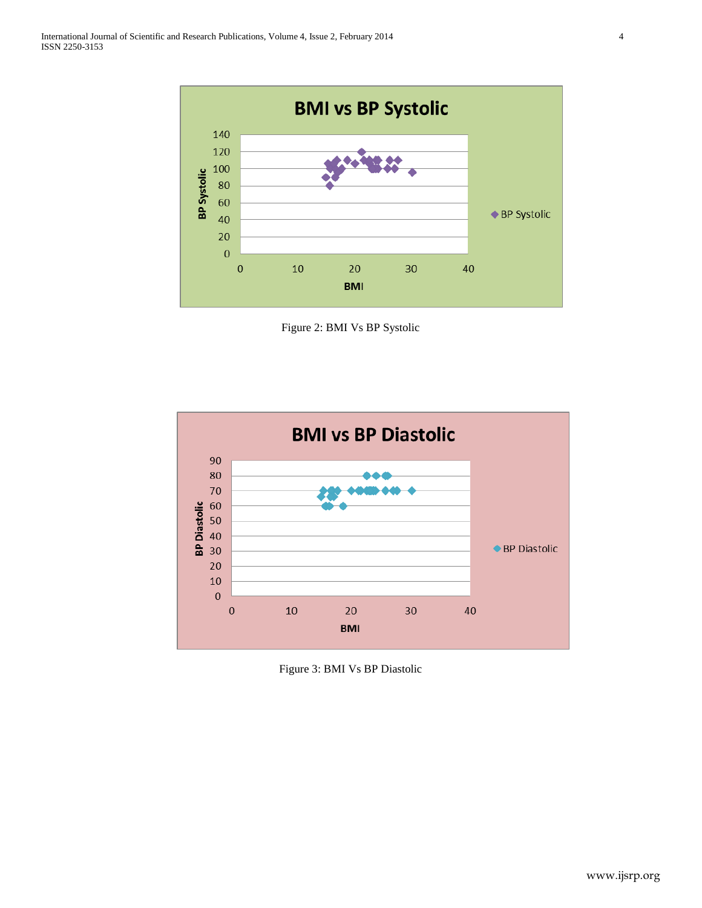Figure 2: BMI Vs BP Systolic

Figure 3: BMI Vs BP Diastolic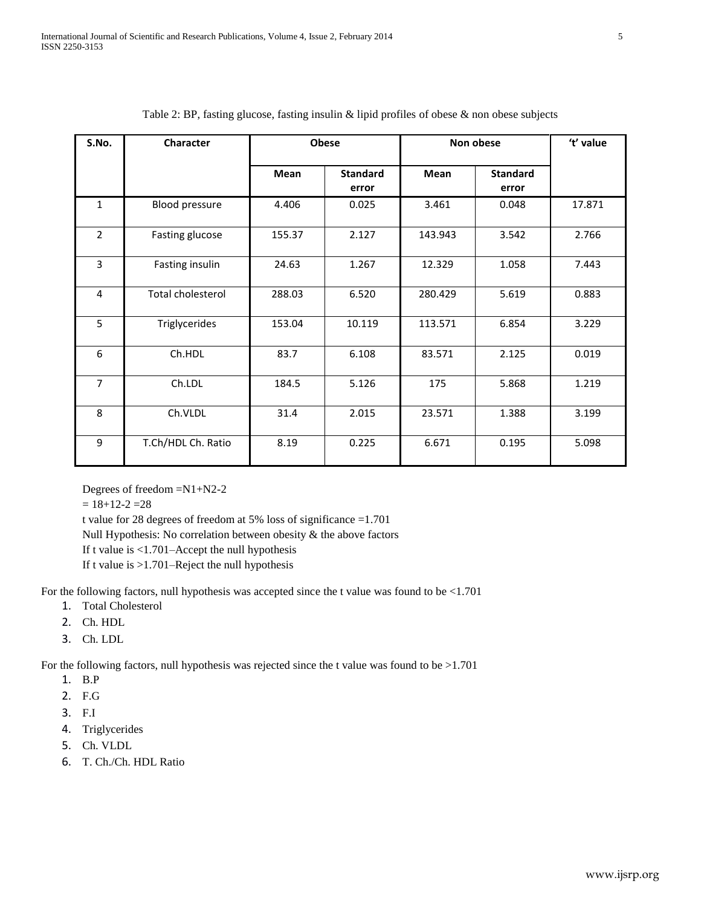Table 2: BP, fasting glucose, fasting insulin & lipid profiles of obese & non obese subjects

| S.No. | Character | Obese | | Non obese | | 't' value |
|---|---|---|---|---|---|---|
| | | Mean | Standard error | Mean | Standard error | |
| 1 | Blood pressure | 4.406 | 0.025 | 3.461 | 0.048 | 17.871 |
| 2 | Fasting glucose | 155.37 | 2.127 | 143.943 | 3.542 | 2.766 |
| 3 | Fasting insulin | 24.63 | 1.267 | 12.329 | 1.058 | 7.443 |
| 4 | Total cholesterol | 288.03 | 6.520 | 280.429 | 5.619 | 0.883 |
| 5 | Triglycerides | 153.04 | 10.119 | 113.571 | 6.854 | 3.229 |
| 6 | Ch.HDL | 83.7 | 6.108 | 83.571 | 2.125 | 0.019 |
| 7 | Ch.LDL | 184.5 | 5.126 | 175 | 5.868 | 1.219 |
| 8 | Ch.VLDL | 31.4 | 2.015 | 23.571 | 1.388 | 3.199 |
| 9 | T.Ch/HDL Ch. Ratio | 8.19 | 0.225 | 6.671 | 0.195 | 5.098 |

Degrees of freedom =N1+N2-2

= 18+12-2 =28

t value for 28 degrees of freedom at 5% loss of significance =1.701

Null Hypothesis: No correlation between obesity & the above factors

If t value is <1.701–Accept the null hypothesis

If t value is >1.701–Reject the null hypothesis

For the following factors, null hypothesis was accepted since the t value was found to be <1.701

1. Total Cholesterol
2. Ch. HDL
3. Ch. LDL

For the following factors, null hypothesis was rejected since the t value was found to be >1.701

1. B.P
2. F.G
3. F.I
4. Triglycerides
5. Ch. VLDL
6. T. Ch./Ch. HDL Ratio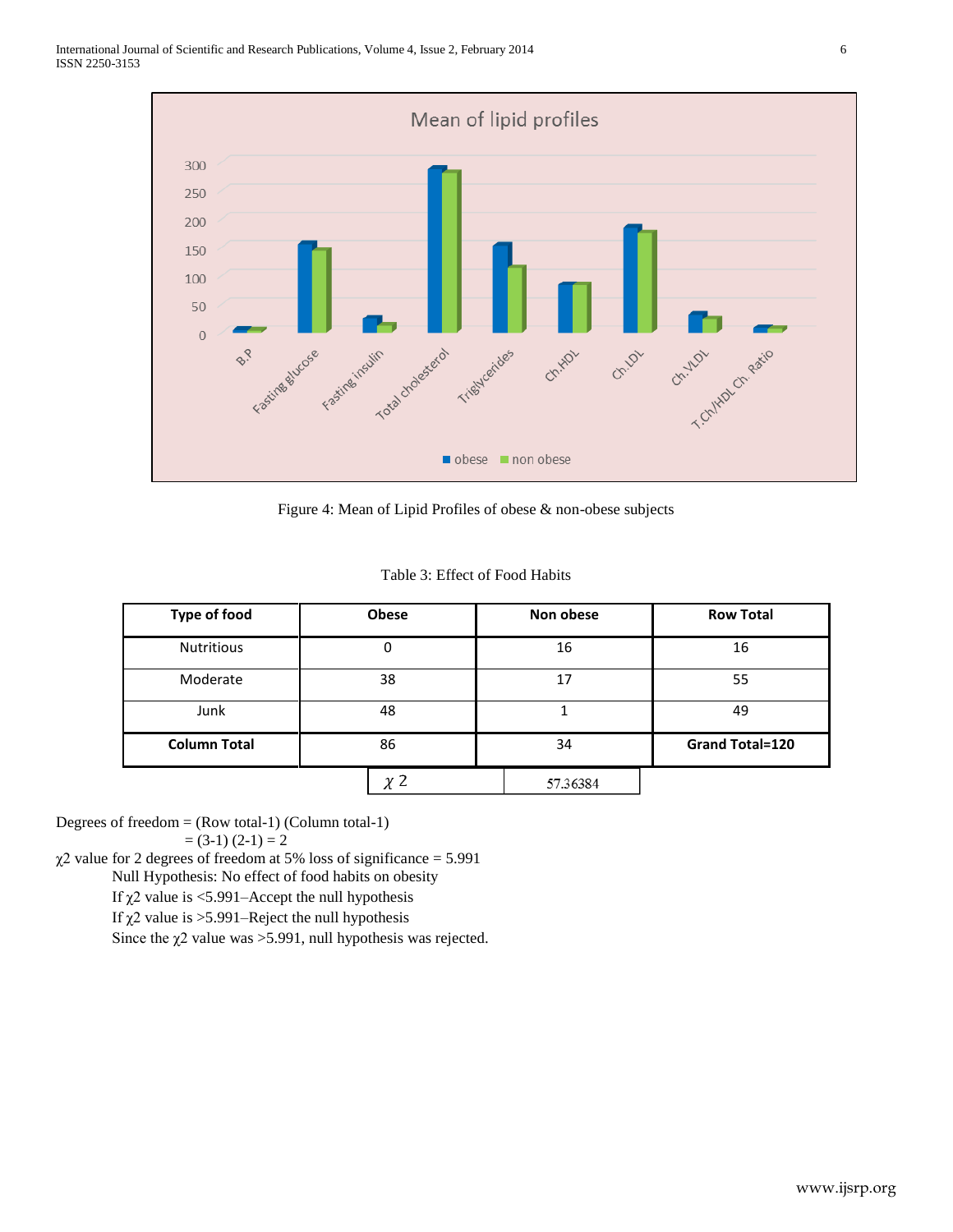Figure 4: Mean of Lipid Profiles of obese & non-obese subjects

Table 3: Effect of Food Habits

| Type of food | Obese | Non obese | Row Total |
|---|---|---|---|
| Nutritious | 0 | 16 | 16 |
| Moderate | 38 | 17 | 55 |
| Junk | 48 | 1 | 49 |
| **Column Total** | 86 | 34 | **Grand Total=120** |
| | $\chi$ 2 | 57.36384 | |

Degrees of freedom = (Row total-1) (Column total-1)

= (3-1) (2-1) = 2

$\chi$2 value for 2 degrees of freedom at 5% loss of significance = 5.991

Null Hypothesis: No effect of food habits on obesity

If $\chi$2 value is <5.991–Accept the null hypothesis

If $\chi$2 value is >5.991–Reject the null hypothesis

Since the $\chi$2 value was >5.991, null hypothesis was rejected.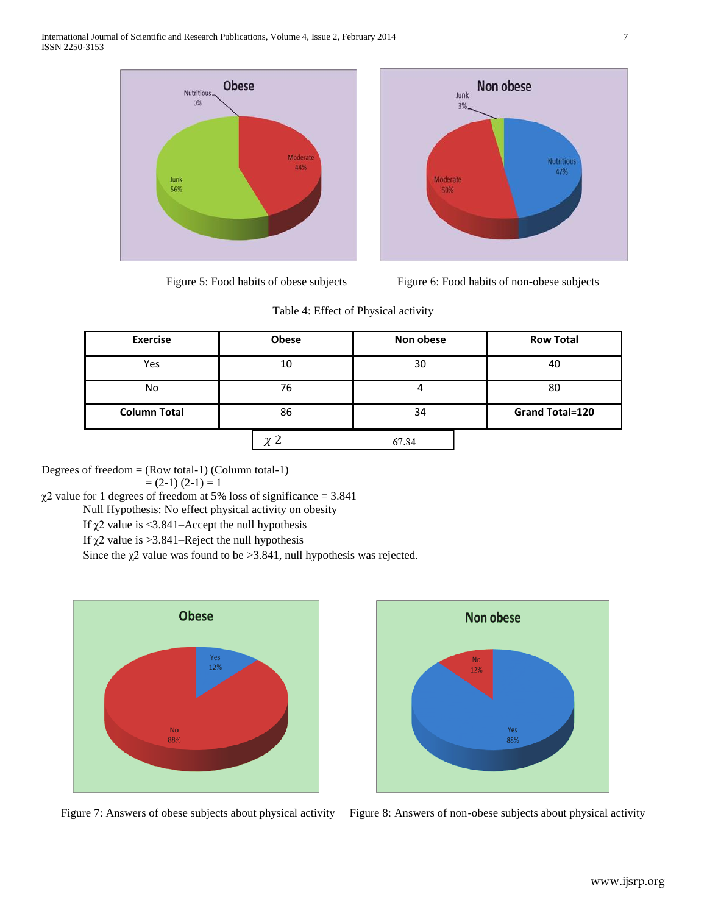Figure 5: Food habits of obese subjects

Figure 6: Food habits of non-obese subjects

Table 4: Effect of Physical activity

| Exercise | Obese | Non obese | Row Total |
|---|---|---|---|
| Yes | 10 | 30 | 40 |
| No | 76 | 4 | 80 |
| **Column Total** | 86 | 34 | **Grand Total=120** |
| | $\chi 2$ | 67.84 | |

Degrees of freedom = (Row total-1) (Column total-1)
= (2-1) (2-1) = 1

$\chi 2$ value for 1 degrees of freedom at 5% loss of significance = 3.841

Null Hypothesis: No effect physical activity on obesity

If $\chi 2$ value is <3.841–Accept the null hypothesis

If $\chi 2$ value is >3.841–Reject the null hypothesis

Since the $\chi 2$ value was found to be >3.841, null hypothesis was rejected.

Figure 7: Answers of obese subjects about physical activity

Figure 8: Answers of non-obese subjects about physical activity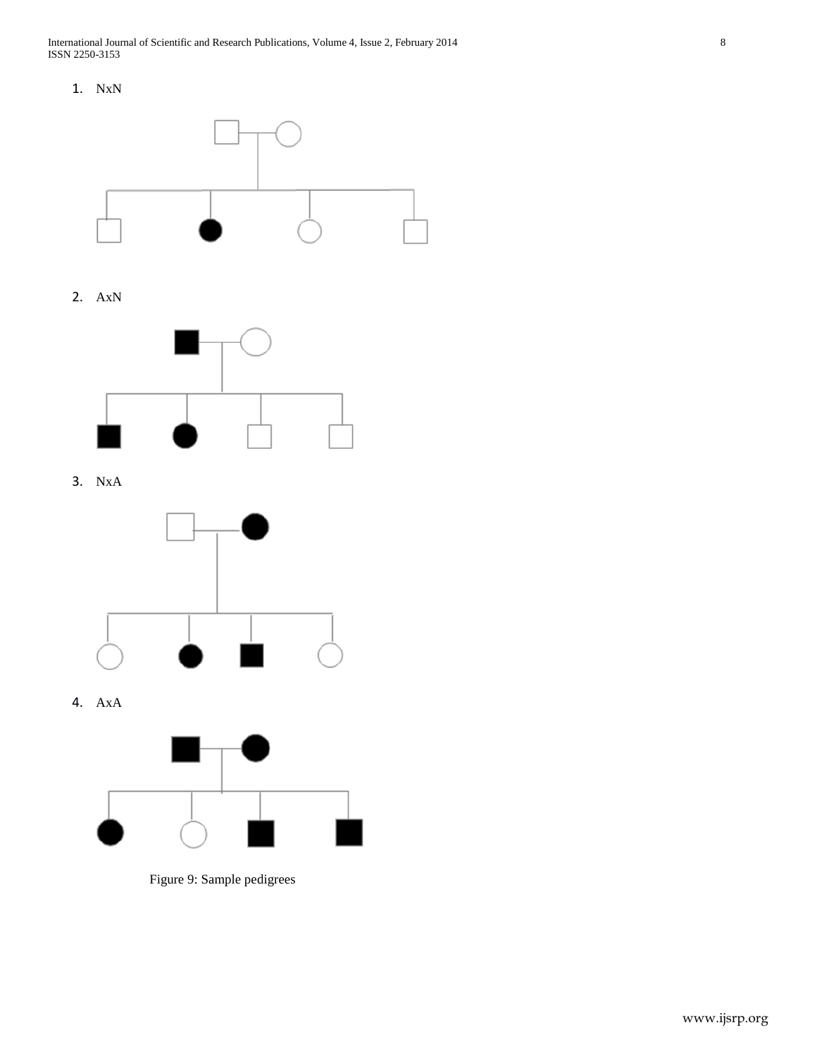1. NxN

2. AxN

3. NxA

4. AxA

Figure 9: Sample pedigrees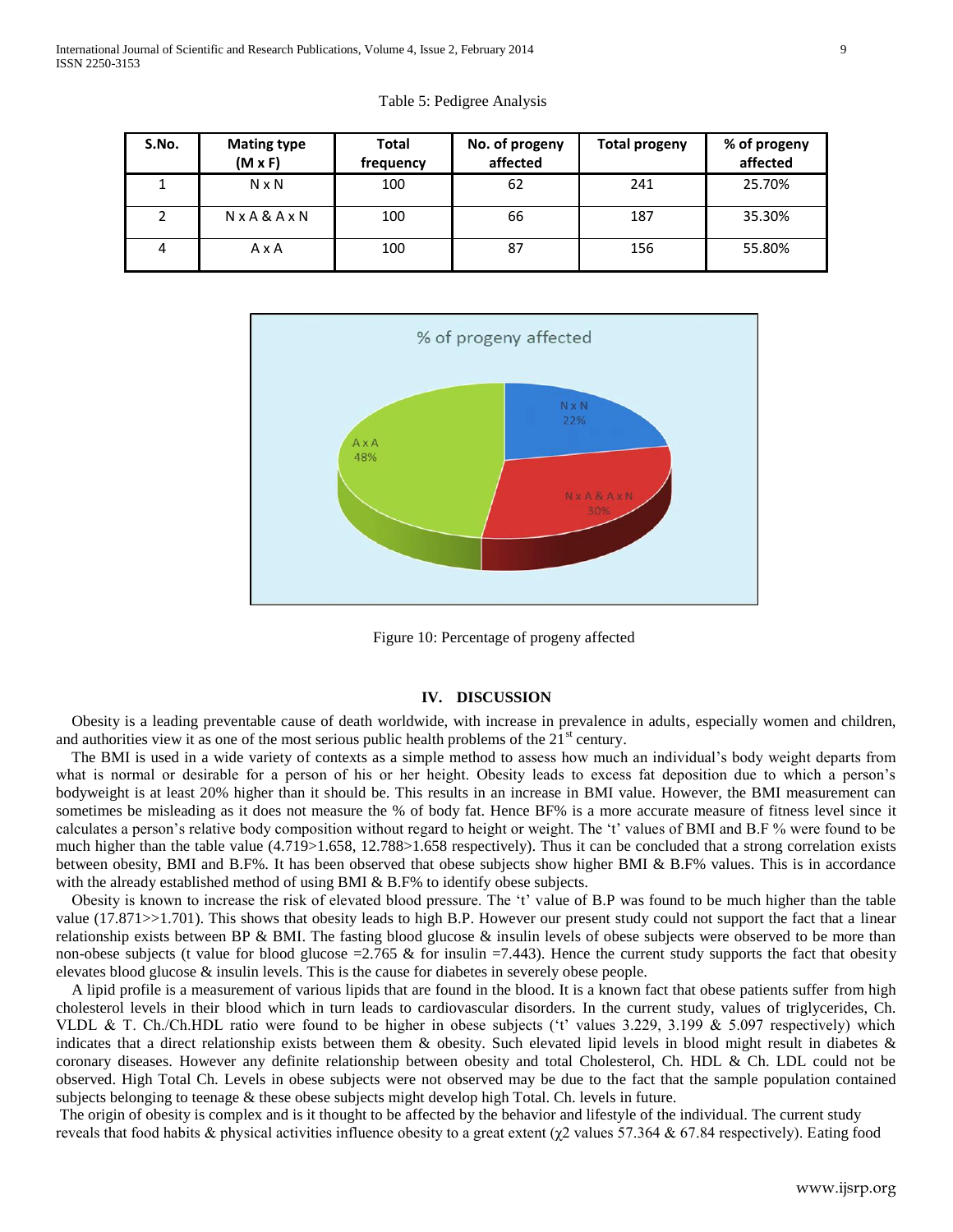Table 5: Pedigree Analysis

| S.No. | Mating type (M x F) | Total frequency | No. of progeny affected | Total progeny | % of progeny affected |
|---|---|---|---|---|---|
| 1 | N x N | 100 | 62 | 241 | 25.70% |
| 2 | N x A & A x N | 100 | 66 | 187 | 35.30% |
| 4 | A x A | 100 | 87 | 156 | 55.80% |

Figure 10: Percentage of progeny affected

## IV. DISCUSSION

Obesity is a leading preventable cause of death worldwide, with increase in prevalence in adults, especially women and children, and authorities view it as one of the most serious public health problems of the 21st century.

The BMI is used in a wide variety of contexts as a simple method to assess how much an individual's body weight departs from what is normal or desirable for a person of his or her height. Obesity leads to excess fat deposition due to which a person's bodyweight is at least 20% higher than it should be. This results in an increase in BMI value. However, the BMI measurement can sometimes be misleading as it does not measure the % of body fat. Hence BF% is a more accurate measure of fitness level since it calculates a person's relative body composition without regard to height or weight. The 't' values of BMI and B.F % were found to be much higher than the table value (4.719>1.658, 12.788>1.658 respectively). Thus it can be concluded that a strong correlation exists between obesity, BMI and B.F%. It has been observed that obese subjects show higher BMI & B.F% values. This is in accordance with the already established method of using BMI & B.F% to identify obese subjects.

Obesity is known to increase the risk of elevated blood pressure. The 't' value of B.P was found to be much higher than the table value (17.871>>1.701). This shows that obesity leads to high B.P. However our present study could not support the fact that a linear relationship exists between BP & BMI. The fasting blood glucose & insulin levels of obese subjects were observed to be more than non-obese subjects (t value for blood glucose =2.765 & for insulin =7.443). Hence the current study supports the fact that obesity elevates blood glucose & insulin levels. This is the cause for diabetes in severely obese people.

A lipid profile is a measurement of various lipids that are found in the blood. It is a known fact that obese patients suffer from high cholesterol levels in their blood which in turn leads to cardiovascular disorders. In the current study, values of triglycerides, Ch. VLDL & T. Ch./Ch.HDL ratio were found to be higher in obese subjects ('t' values 3.229, 3.199 & 5.097 respectively) which indicates that a direct relationship exists between them & obesity. Such elevated lipid levels in blood might result in diabetes & coronary diseases. However any definite relationship between obesity and total Cholesterol, Ch. HDL & Ch. LDL could not be observed. High Total Ch. Levels in obese subjects were not observed may be due to the fact that the sample population contained subjects belonging to teenage & these obese subjects might develop high Total. Ch. levels in future.

The origin of obesity is complex and is it thought to be affected by the behavior and lifestyle of the individual. The current study reveals that food habits & physical activities influence obesity to a great extent ($\chi^2$ values 57.364 & 67.84 respectively). Eating food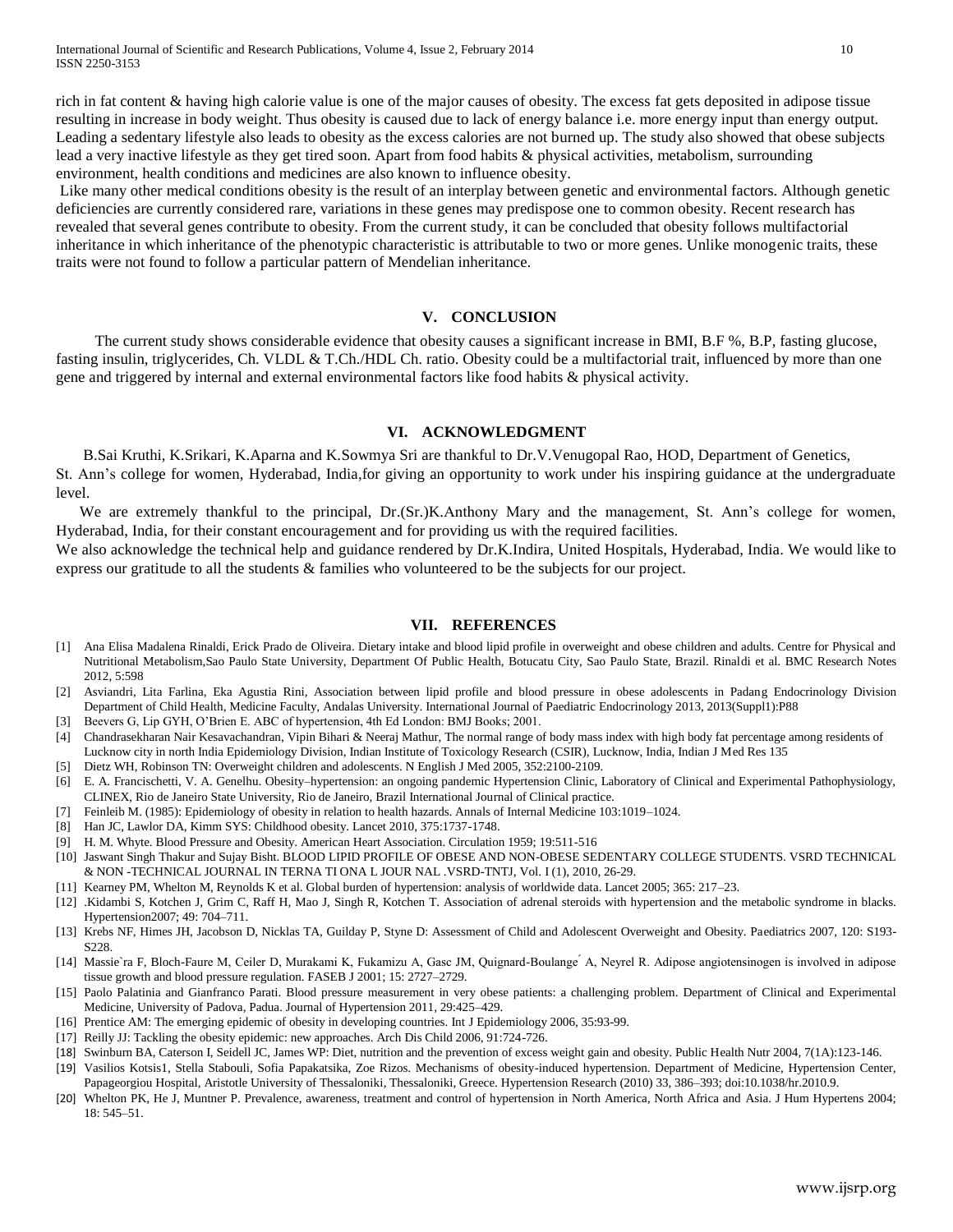rich in fat content & having high calorie value is one of the major causes of obesity. The excess fat gets deposited in adipose tissue resulting in increase in body weight. Thus obesity is caused due to lack of energy balance i.e. more energy input than energy output. Leading a sedentary lifestyle also leads to obesity as the excess calories are not burned up. The study also showed that obese subjects lead a very inactive lifestyle as they get tired soon. Apart from food habits & physical activities, metabolism, surrounding environment, health conditions and medicines are also known to influence obesity.

Like many other medical conditions obesity is the result of an interplay between genetic and environmental factors. Although genetic deficiencies are currently considered rare, variations in these genes may predispose one to common obesity. Recent research has revealed that several genes contribute to obesity. From the current study, it can be concluded that obesity follows multifactorial inheritance in which inheritance of the phenotypic characteristic is attributable to two or more genes. Unlike monogenic traits, these traits were not found to follow a particular pattern of Mendelian inheritance.

## V. CONCLUSION

The current study shows considerable evidence that obesity causes a significant increase in BMI, B.F %, B.P, fasting glucose, fasting insulin, triglycerides, Ch. VLDL & T.Ch./HDL Ch. ratio. Obesity could be a multifactorial trait, influenced by more than one gene and triggered by internal and external environmental factors like food habits & physical activity.

## VI. ACKNOWLEDGMENT

B.Sai Kruthi, K.Srikari, K.Aparna and K.Sowmya Sri are thankful to Dr.V.Venugopal Rao, HOD, Department of Genetics, St. Ann's college for women, Hyderabad, India,for giving an opportunity to work under his inspiring guidance at the undergraduate level.

We are extremely thankful to the principal, Dr.(Sr.)K.Anthony Mary and the management, St. Ann's college for women, Hyderabad, India, for their constant encouragement and for providing us with the required facilities.

We also acknowledge the technical help and guidance rendered by Dr.K.Indira, United Hospitals, Hyderabad, India. We would like to express our gratitude to all the students & families who volunteered to be the subjects for our project.

## VII. REFERENCES

[1] Ana Elisa Madalena Rinaldi, Erick Prado de Oliveira. Dietary intake and blood lipid profile in overweight and obese children and adults. Centre for Physical and Nutritional Metabolism,Sao Paulo State University, Department Of Public Health, Botucatu City, Sao Paulo State, Brazil. Rinaldi et al. BMC Research Notes 2012, 5:598

[2] Asviandri, Lita Farlina, Eka Agustia Rini, Association between lipid profile and blood pressure in obese adolescents in Padang Endocrinology Division Department of Child Health, Medicine Faculty, Andalas University. International Journal of Paediatric Endocrinology 2013, 2013(Suppl1):P88

[3] Beevers G, Lip GYH, O'Brien E. ABC of hypertension, 4th Ed London: BMJ Books; 2001.

[4] Chandrasekharan Nair Kesavachandran, Vipin Bihari & Neeraj Mathur, The normal range of body mass index with high body fat percentage among residents of Lucknow city in north India Epidemiology Division, Indian Institute of Toxicology Research (CSIR), Lucknow, India, Indian J Med Res 135

[5] Dietz WH, Robinson TN: Overweight children and adolescents. N English J Med 2005, 352:2100-2109.

[6] E. A. Francischetti, V. A. Genelhu. Obesity–hypertension: an ongoing pandemic Hypertension Clinic, Laboratory of Clinical and Experimental Pathophysiology, CLINEX, Rio de Janeiro State University, Rio de Janeiro, Brazil International Journal of Clinical practice.

[7] Feinleib M. (1985): Epidemiology of obesity in relation to health hazards. Annals of Internal Medicine 103:1019–1024.

[8] Han JC, Lawlor DA, Kimm SYS: Childhood obesity. Lancet 2010, 375:1737-1748.

[9] H. M. Whyte. Blood Pressure and Obesity. American Heart Association. Circulation 1959; 19:511-516

[10] Jaswant Singh Thakur and Sujay Bisht. BLOOD LIPID PROFILE OF OBESE AND NON-OBESE SEDENTARY COLLEGE STUDENTS. VSRD TECHNICAL & NON -TECHNICAL JOURNAL IN TERNA TI ONA L JOUR NAL .VSRD-TNTJ, Vol. I (1), 2010, 26-29.

[11] Kearney PM, Whelton M, Reynolds K et al. Global burden of hypertension: analysis of worldwide data. Lancet 2005; 365: 217–23.

[12] .Kidambi S, Kotchen J, Grim C, Raff H, Mao J, Singh R, Kotchen T. Association of adrenal steroids with hypertension and the metabolic syndrome in blacks. Hypertension2007; 49: 704–711.

[13] Krebs NF, Himes JH, Jacobson D, Nicklas TA, Guilday P, Styne D: Assessment of Child and Adolescent Overweight and Obesity. Paediatrics 2007, 120: S193-S228.

[14] Massie`ra F, Bloch-Faure M, Ceiler D, Murakami K, Fukamizu A, Gasc JM, Quignard-Boulange´ A, Neyrel R. Adipose angiotensinogen is involved in adipose tissue growth and blood pressure regulation. FASEB J 2001; 15: 2727–2729.

[15] Paolo Palatinia and Gianfranco Parati. Blood pressure measurement in very obese patients: a challenging problem. Department of Clinical and Experimental Medicine, University of Padova, Padua. Journal of Hypertension 2011, 29:425–429.

[16] Prentice AM: The emerging epidemic of obesity in developing countries. Int J Epidemiology 2006, 35:93-99.

[17] Reilly JJ: Tackling the obesity epidemic: new approaches. Arch Dis Child 2006, 91:724-726.

[18] Swinburn BA, Caterson I, Seidell JC, James WP: Diet, nutrition and the prevention of excess weight gain and obesity. Public Health Nutr 2004, 7(1A):123-146.

[19] Vasilios Kotsis1, Stella Stabouli, Sofia Papakatsika, Zoe Rizos. Mechanisms of obesity-induced hypertension. Department of Medicine, Hypertension Center, Papageorgiou Hospital, Aristotle University of Thessaloniki, Thessaloniki, Greece. Hypertension Research (2010) 33, 386–393; doi:10.1038/hr.2010.9.

[20] Whelton PK, He J, Muntner P. Prevalence, awareness, treatment and control of hypertension in North America, North Africa and Asia. J Hum Hypertens 2004; 18: 545–51.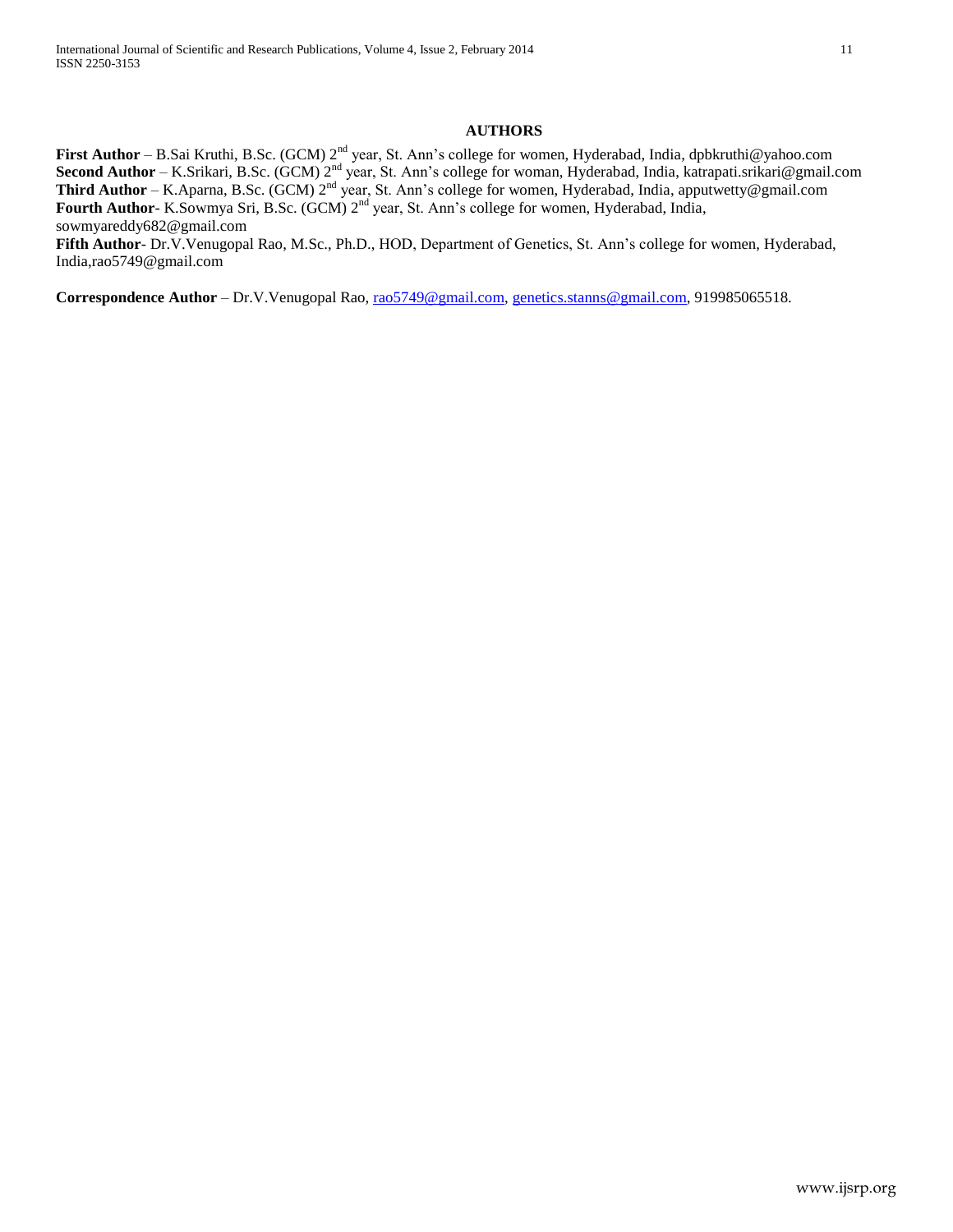## AUTHORS

**First Author** – B.Sai Kruthi, B.Sc. (GCM) 2nd year, St. Ann's college for women, Hyderabad, India, dpbkruthi@yahoo.com
**Second Author** – K.Srikari, B.Sc. (GCM) 2nd year, St. Ann's college for woman, Hyderabad, India, katrapati.srikari@gmail.com
**Third Author** – K.Aparna, B.Sc. (GCM) 2nd year, St. Ann's college for women, Hyderabad, India, apputwetty@gmail.com
**Fourth Author**- K.Sowmya Sri, B.Sc. (GCM) 2nd year, St. Ann's college for women, Hyderabad, India, sowmyareddy682@gmail.com
**Fifth Author**- Dr.V.Venugopal Rao, M.Sc., Ph.D., HOD, Department of Genetics, St. Ann's college for women, Hyderabad, India,rao5749@gmail.com

**Correspondence Author** – Dr.V.Venugopal Rao, rao5749@gmail.com, genetics.stanns@gmail.com, 919985065518.